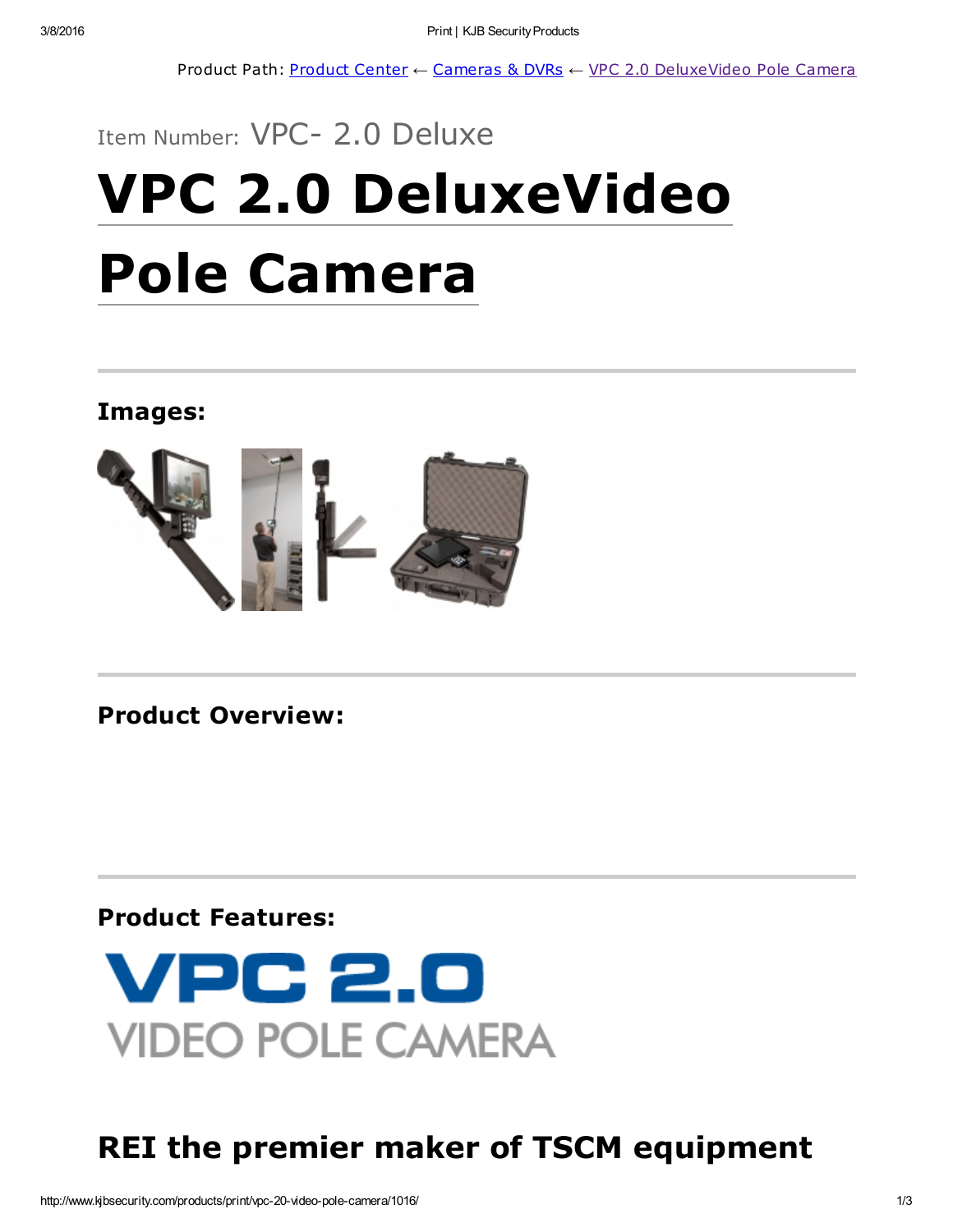Product Path: Product Center ← Cameras & DVRs ← VPC 2.0 DeluxeVideo Pole Camera

Item Number: VPC- 2.0 Deluxe

# VPC 2.0 DeluxeVideo Pole Camera

### Images:

### Product Overview:

### Product Features:

VPC 2.0
VIDEO POLE CAMERA

## REI the premier maker of TSCM equipment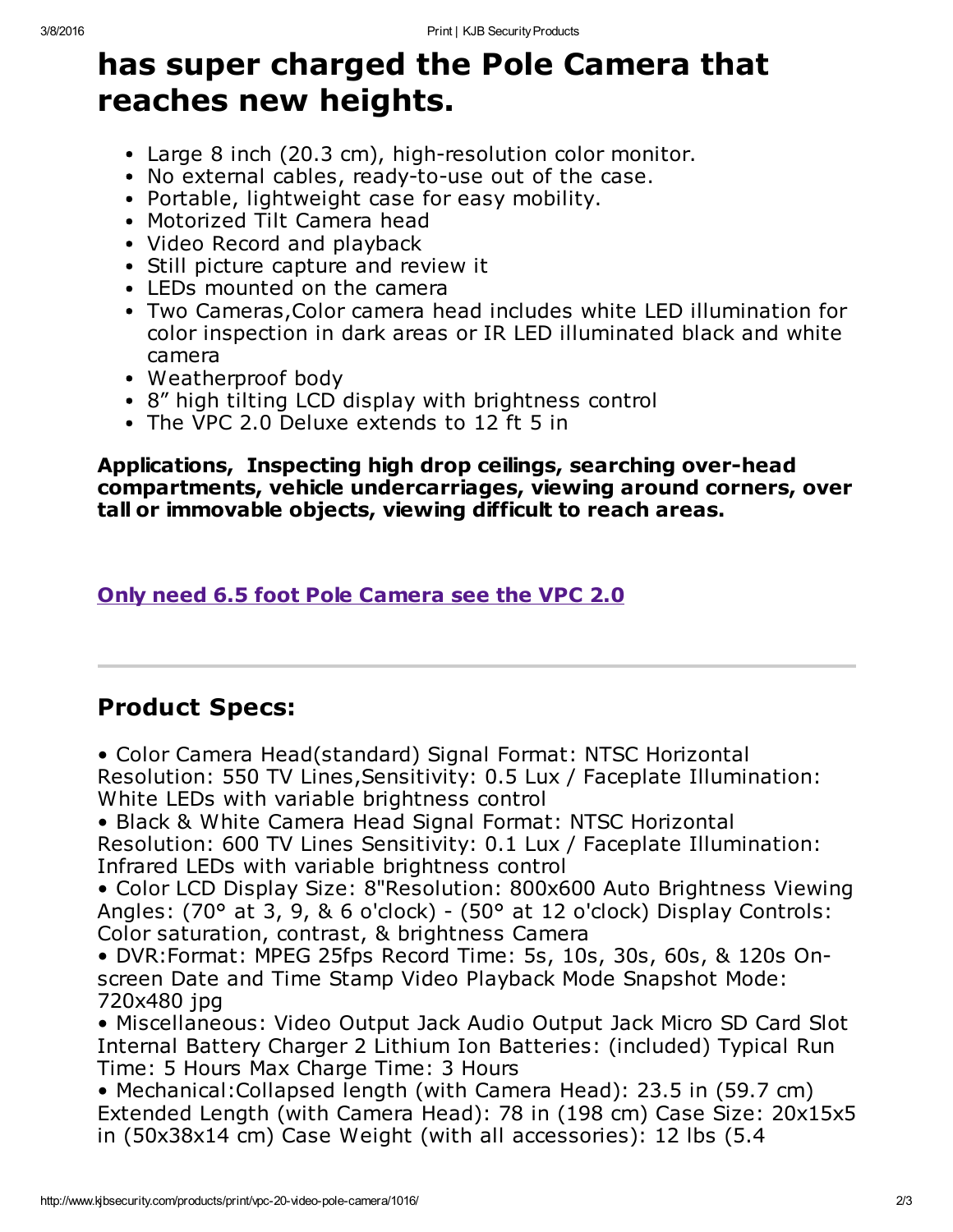# has super charged the Pole Camera that reaches new heights.

- Large 8 inch (20.3 cm), high-resolution color monitor.
- No external cables, ready-to-use out of the case.
- Portable, lightweight case for easy mobility.
- Motorized Tilt Camera head
- Video Record and playback
- Still picture capture and review it
- LEDs mounted on the camera
- Two Cameras,Color camera head includes white LED illumination for color inspection in dark areas or IR LED illuminated black and white camera
- Weatherproof body
- 8” high tilting LCD display with brightness control
- The VPC 2.0 Deluxe extends to 12 ft 5 in

**Applications, Inspecting high drop ceilings, searching over-head compartments, vehicle undercarriages, viewing around corners, over tall or immovable objects, viewing difficult to reach areas.**

**Only need 6.5 foot Pole Camera see the VPC 2.0**

---

## Product Specs:

• Color Camera Head(standard) Signal Format: NTSC Horizontal Resolution: 550 TV Lines,Sensitivity: 0.5 Lux / Faceplate Illumination: White LEDs with variable brightness control

• Black & White Camera Head Signal Format: NTSC Horizontal Resolution: 600 TV Lines Sensitivity: 0.1 Lux / Faceplate Illumination: Infrared LEDs with variable brightness control

• Color LCD Display Size: 8"Resolution: 800x600 Auto Brightness Viewing Angles: (70° at 3, 9, & 6 o'clock) - (50° at 12 o'clock) Display Controls: Color saturation, contrast, & brightness Camera

• DVR:Format: MPEG 25fps Record Time: 5s, 10s, 30s, 60s, & 120s On-screen Date and Time Stamp Video Playback Mode Snapshot Mode: 720x480 jpg

• Miscellaneous: Video Output Jack Audio Output Jack Micro SD Card Slot Internal Battery Charger 2 Lithium Ion Batteries: (included) Typical Run Time: 5 Hours Max Charge Time: 3 Hours

• Mechanical:Collapsed length (with Camera Head): 23.5 in (59.7 cm) Extended Length (with Camera Head): 78 in (198 cm) Case Size: 20x15x5 in (50x38x14 cm) Case Weight (with all accessories): 12 lbs (5.4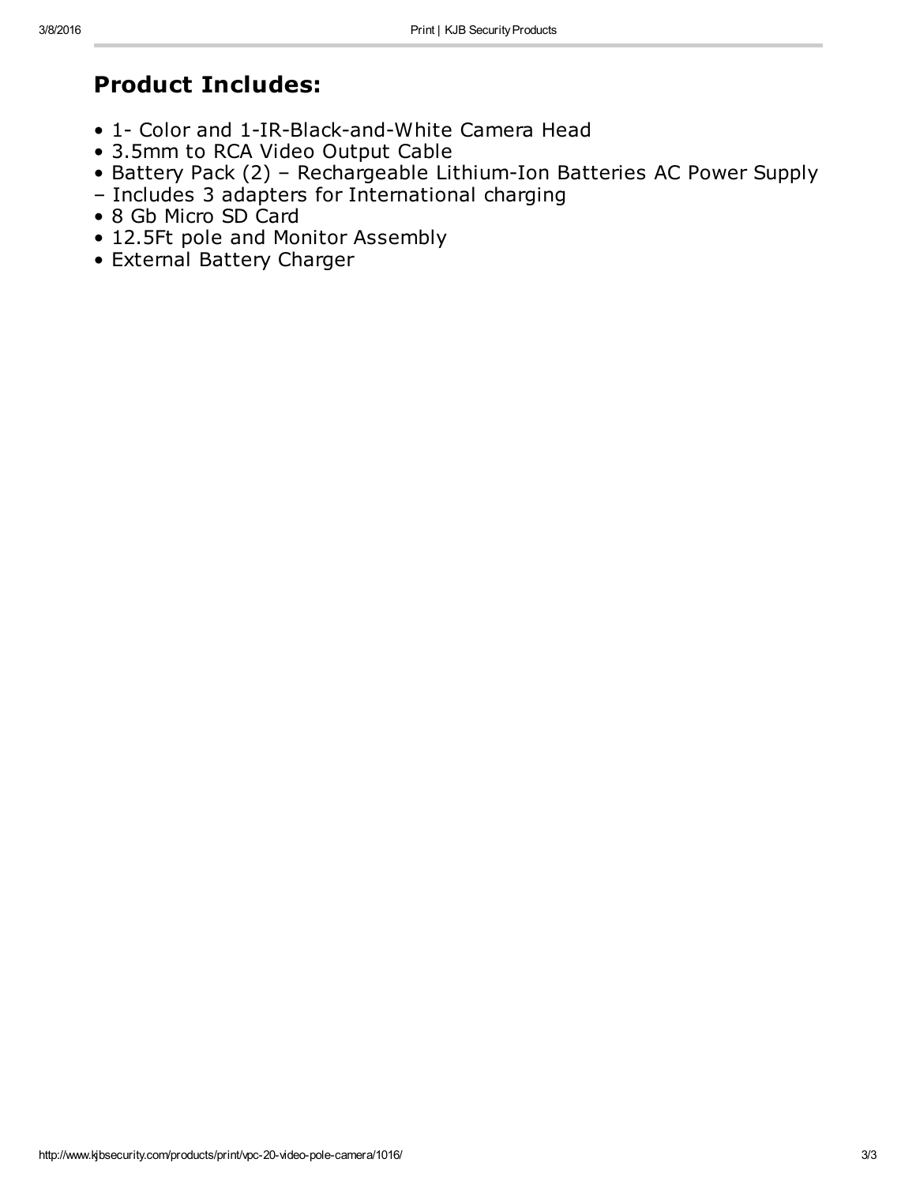## Product Includes:

- 1- Color and 1-IR-Black-and-White Camera Head
- 3.5mm to RCA Video Output Cable
- Battery Pack (2) – Rechargeable Lithium-Ion Batteries AC Power Supply
– Includes 3 adapters for International charging
- 8 Gb Micro SD Card
- 12.5Ft pole and Monitor Assembly
- External Battery Charger